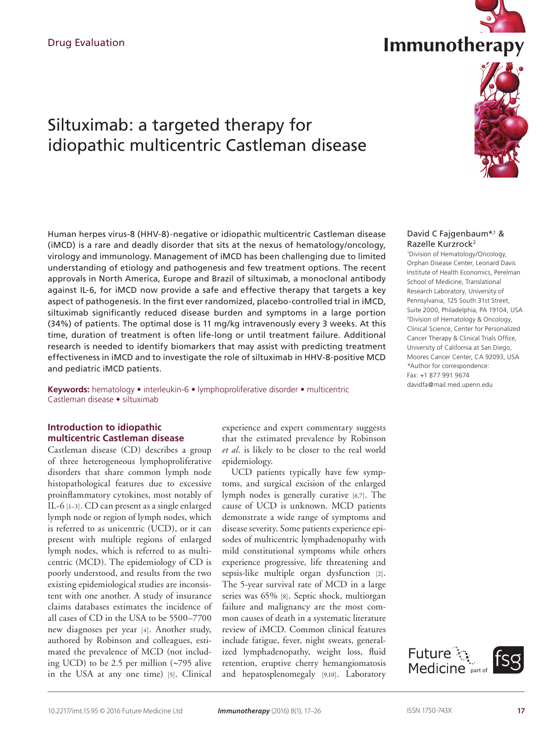Drug Evaluation

# Siltuximab: a targeted therapy for idiopathic multicentric Castleman disease

David C Fajgenbaum*[,1] & Razelle Kurzrock[2]

[1]Division of Hematology/Oncology, Orphan Disease Center, Leonard Davis Institute of Health Economics, Perelman School of Medicine, Translational Research Laboratory, University of Pennsylvania, 125 South 31st Street, Suite 2000, Philadelphia, PA 19104, USA

[2]Division of Hematology & Oncology, Clinical Science, Center for Personalized Cancer Therapy & Clinical Trials Office, University of California at San Diego, Moores Cancer Center, CA 92093, USA

*Author for correspondence: Fax: +1 877 991 9674 davidfa@mail.med.upenn.edu

Human herpes virus-8 (HHV-8)-negative or idiopathic multicentric Castleman disease (iMCD) is a rare and deadly disorder that sits at the nexus of hematology/oncology, virology and immunology. Management of iMCD has been challenging due to limited understanding of etiology and pathogenesis and few treatment options. The recent approvals in North America, Europe and Brazil of siltuximab, a monoclonal antibody against IL-6, for iMCD now provide a safe and effective therapy that targets a key aspect of pathogenesis. In the first ever randomized, placebo-controlled trial in iMCD, siltuximab significantly reduced disease burden and symptoms in a large portion (34%) of patients. The optimal dose is 11 mg/kg intravenously every 3 weeks. At this time, duration of treatment is often life-long or until treatment failure. Additional research is needed to identify biomarkers that may assist with predicting treatment effectiveness in iMCD and to investigate the role of siltuximab in HHV-8-positive MCD and pediatric iMCD patients.

**Keywords:** hematology • interleukin-6 • lymphoproliferative disorder • multicentric Castleman disease • siltuximab

## Introduction to idiopathic multicentric Castleman disease

Castleman disease (CD) describes a group of three heterogeneous lymphoproliferative disorders that share common lymph node histopathological features due to excessive proinflammatory cytokines, most notably of IL-6 [1–3]. CD can present as a single enlarged lymph node or region of lymph nodes, which is referred to as unicentric (UCD), or it can present with multiple regions of enlarged lymph nodes, which is referred to as multicentric (MCD). The epidemiology of CD is poorly understood, and results from the two existing epidemiological studies are inconsistent with one another. A study of insurance claims databases estimates the incidence of all cases of CD in the USA to be 5500–7700 new diagnoses per year [4]. Another study, authored by Robinson and colleagues, estimated the prevalence of MCD (not including UCD) to be 2.5 per million (~795 alive in the USA at any one time) [5]. Clinical experience and expert commentary suggests that the estimated prevalence by Robinson *et al.* is likely to be closer to the real world epidemiology.

UCD patients typically have few symptoms, and surgical excision of the enlarged lymph nodes is generally curative [6,7]. The cause of UCD is unknown. MCD patients demonstrate a wide range of symptoms and disease severity. Some patients experience episodes of multicentric lymphadenopathy with mild constitutional symptoms while others experience progressive, life threatening and sepsis-like multiple organ dysfunction [2]. The 5-year survival rate of MCD in a large series was 65% [8]. Septic shock, multiorgan failure and malignancy are the most common causes of death in a systematic literature review of iMCD. Common clinical features include fatigue, fever, night sweats, generalized lymphadenopathy, weight loss, fluid retention, eruptive cherry hemangiomatosis and hepatosplenomegaly [9,10]. Laboratory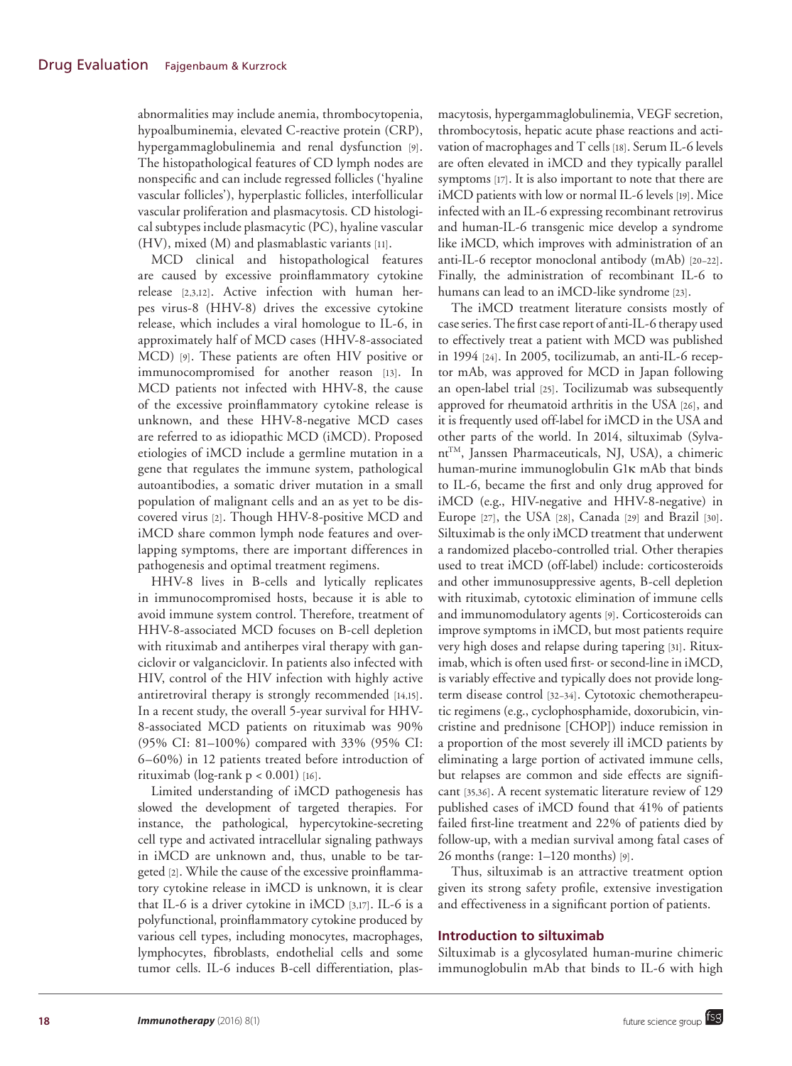abnormalities may include anemia, thrombocytopenia, hypoalbuminemia, elevated C-reactive protein (CRP), hypergammaglobulinemia and renal dysfunction [9]. The histopathological features of CD lymph nodes are nonspecific and can include regressed follicles ('hyaline vascular follicles'), hyperplastic follicles, interfollicular vascular proliferation and plasmacytosis. CD histological subtypes include plasmacytic (PC), hyaline vascular (HV), mixed (M) and plasmablastic variants [11].

MCD clinical and histopathological features are caused by excessive proinflammatory cytokine release [2,3,12]. Active infection with human herpes virus-8 (HHV-8) drives the excessive cytokine release, which includes a viral homologue to IL-6, in approximately half of MCD cases (HHV-8-associated MCD) [9]. These patients are often HIV positive or immunocompromised for another reason [13]. In MCD patients not infected with HHV-8, the cause of the excessive proinflammatory cytokine release is unknown, and these HHV-8-negative MCD cases are referred to as idiopathic MCD (iMCD). Proposed etiologies of iMCD include a germline mutation in a gene that regulates the immune system, pathological autoantibodies, a somatic driver mutation in a small population of malignant cells and an as yet to be discovered virus [2]. Though HHV-8-positive MCD and iMCD share common lymph node features and overlapping symptoms, there are important differences in pathogenesis and optimal treatment regimens.

HHV-8 lives in B-cells and lytically replicates in immunocompromised hosts, because it is able to avoid immune system control. Therefore, treatment of HHV-8-associated MCD focuses on B-cell depletion with rituximab and antiherpes viral therapy with ganciclovir or valganciclovir. In patients also infected with HIV, control of the HIV infection with highly active antiretroviral therapy is strongly recommended [14,15]. In a recent study, the overall 5-year survival for HHV-8-associated MCD patients on rituximab was 90% (95% CI: 81–100%) compared with 33% (95% CI: 6–60%) in 12 patients treated before introduction of rituximab (log-rank $p < 0.001$) [16].

Limited understanding of iMCD pathogenesis has slowed the development of targeted therapies. For instance, the pathological, hypercytokine-secreting cell type and activated intracellular signaling pathways in iMCD are unknown and, thus, unable to be targeted [2]. While the cause of the excessive proinflammatory cytokine release in iMCD is unknown, it is clear that IL-6 is a driver cytokine in iMCD [3,17]. IL-6 is a polyfunctional, proinflammatory cytokine produced by various cell types, including monocytes, macrophages, lymphocytes, fibroblasts, endothelial cells and some tumor cells. IL-6 induces B-cell differentiation, plasmacytosis, hypergammaglobulinemia, VEGF secretion, thrombocytosis, hepatic acute phase reactions and activation of macrophages and T cells [18]. Serum IL-6 levels are often elevated in iMCD and they typically parallel symptoms [17]. It is also important to note that there are iMCD patients with low or normal IL-6 levels [19]. Mice infected with an IL-6 expressing recombinant retrovirus and human-IL-6 transgenic mice develop a syndrome like iMCD, which improves with administration of an anti-IL-6 receptor monoclonal antibody (mAb) [20–22]. Finally, the administration of recombinant IL-6 to humans can lead to an iMCD-like syndrome [23].

The iMCD treatment literature consists mostly of case series. The first case report of anti-IL-6 therapy used to effectively treat a patient with MCD was published in 1994 [24]. In 2005, tocilizumab, an anti-IL-6 receptor mAb, was approved for MCD in Japan following an open-label trial [25]. Tocilizumab was subsequently approved for rheumatoid arthritis in the USA [26], and it is frequently used off-label for iMCD in the USA and other parts of the world. In 2014, siltuximab (Sylvant™, Janssen Pharmaceuticals, NJ, USA), a chimeric human-murine immunoglobulin G1κ mAb that binds to IL-6, became the first and only drug approved for iMCD (e.g., HIV-negative and HHV-8-negative) in Europe [27], the USA [28], Canada [29] and Brazil [30]. Siltuximab is the only iMCD treatment that underwent a randomized placebo-controlled trial. Other therapies used to treat iMCD (off-label) include: corticosteroids and other immunosuppressive agents, B-cell depletion with rituximab, cytotoxic elimination of immune cells and immunomodulatory agents [9]. Corticosteroids can improve symptoms in iMCD, but most patients require very high doses and relapse during tapering [31]. Rituximab, which is often used first- or second-line in iMCD, is variably effective and typically does not provide long-term disease control [32–34]. Cytotoxic chemotherapeutic regimens (e.g., cyclophosphamide, doxorubicin, vincristine and prednisone [CHOP]) induce remission in a proportion of the most severely ill iMCD patients by eliminating a large portion of activated immune cells, but relapses are common and side effects are significant [35,36]. A recent systematic literature review of 129 published cases of iMCD found that 41% of patients failed first-line treatment and 22% of patients died by follow-up, with a median survival among fatal cases of 26 months (range: 1–120 months) [9].

Thus, siltuximab is an attractive treatment option given its strong safety profile, extensive investigation and effectiveness in a significant portion of patients.

## Introduction to siltuximab

Siltuximab is a glycosylated human-murine chimeric immunoglobulin mAb that binds to IL-6 with high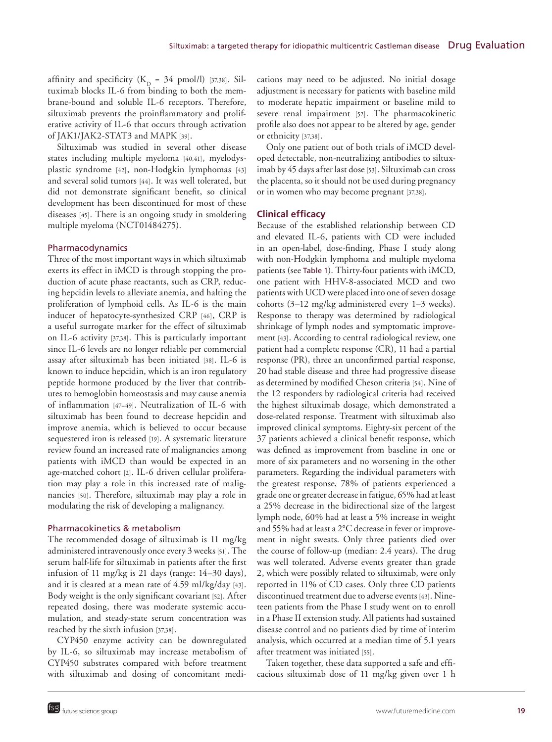affinity and specificity ($K_D$ = 34 pmol/l) [37,38]. Siltuximab blocks IL-6 from binding to both the membrane-bound and soluble IL-6 receptors. Therefore, siltuximab prevents the proinflammatory and proliferative activity of IL-6 that occurs through activation of JAK1/JAK2-STAT3 and MAPK [39].

Siltuximab was studied in several other disease states including multiple myeloma [40,41], myelodysplastic syndrome [42], non-Hodgkin lymphomas [43] and several solid tumors [44]. It was well tolerated, but did not demonstrate significant benefit, so clinical development has been discontinued for most of these diseases [45]. There is an ongoing study in smoldering multiple myeloma (NCT01484275).

### Pharmacodynamics

Three of the most important ways in which siltuximab exerts its effect in iMCD is through stopping the production of acute phase reactants, such as CRP, reducing hepcidin levels to alleviate anemia, and halting the proliferation of lymphoid cells. As IL-6 is the main inducer of hepatocyte-synthesized CRP [46], CRP is a useful surrogate marker for the effect of siltuximab on IL-6 activity [37,38]. This is particularly important since IL-6 levels are no longer reliable per commercial assay after siltuximab has been initiated [38]. IL-6 is known to induce hepcidin, which is an iron regulatory peptide hormone produced by the liver that contributes to hemoglobin homeostasis and may cause anemia of inflammation [47–49]. Neutralization of IL-6 with siltuximab has been found to decrease hepcidin and improve anemia, which is believed to occur because sequestered iron is released [19]. A systematic literature review found an increased rate of malignancies among patients with iMCD than would be expected in an age-matched cohort [2]. IL-6 driven cellular proliferation may play a role in this increased rate of malignancies [50]. Therefore, siltuximab may play a role in modulating the risk of developing a malignancy.

### Pharmacokinetics & metabolism

The recommended dosage of siltuximab is 11 mg/kg administered intravenously once every 3 weeks [51]. The serum half-life for siltuximab in patients after the first infusion of 11 mg/kg is 21 days (range: 14–30 days), and it is cleared at a mean rate of 4.59 ml/kg/day [43]. Body weight is the only significant covariant [52]. After repeated dosing, there was moderate systemic accumulation, and steady-state serum concentration was reached by the sixth infusion [37,38].

CYP450 enzyme activity can be downregulated by IL-6, so siltuximab may increase metabolism of CYP450 substrates compared with before treatment with siltuximab and dosing of concomitant medications may need to be adjusted. No initial dosage adjustment is necessary for patients with baseline mild to moderate hepatic impairment or baseline mild to severe renal impairment [52]. The pharmacokinetic profile also does not appear to be altered by age, gender or ethnicity [37,38].

Only one patient out of both trials of iMCD developed detectable, non-neutralizing antibodies to siltuximab by 45 days after last dose [53]. Siltuximab can cross the placenta, so it should not be used during pregnancy or in women who may become pregnant [37,38].

## Clinical efficacy

Because of the established relationship between CD and elevated IL-6, patients with CD were included in an open-label, dose-finding, Phase I study along with non-Hodgkin lymphoma and multiple myeloma patients (see Table 1). Thirty-four patients with iMCD, one patient with HHV-8-associated MCD and two patients with UCD were placed into one of seven dosage cohorts (3–12 mg/kg administered every 1–3 weeks). Response to therapy was determined by radiological shrinkage of lymph nodes and symptomatic improvement [43]. According to central radiological review, one patient had a complete response (CR), 11 had a partial response (PR), three an unconfirmed partial response, 20 had stable disease and three had progressive disease as determined by modified Cheson criteria [54]. Nine of the 12 responders by radiological criteria had received the highest siltuximab dosage, which demonstrated a dose-related response. Treatment with siltuximab also improved clinical symptoms. Eighty-six percent of the 37 patients achieved a clinical benefit response, which was defined as improvement from baseline in one or more of six parameters and no worsening in the other parameters. Regarding the individual parameters with the greatest response, 78% of patients experienced a grade one or greater decrease in fatigue, 65% had at least a 25% decrease in the bidirectional size of the largest lymph node, 60% had at least a 5% increase in weight and 55% had at least a 2°C decrease in fever or improvement in night sweats. Only three patients died over the course of follow-up (median: 2.4 years). The drug was well tolerated. Adverse events greater than grade 2, which were possibly related to siltuximab, were only reported in 11% of CD cases. Only three CD patients discontinued treatment due to adverse events [43]. Nineteen patients from the Phase I study went on to enroll in a Phase II extension study. All patients had sustained disease control and no patients died by time of interim analysis, which occurred at a median time of 5.1 years after treatment was initiated [55].

Taken together, these data supported a safe and efficacious siltuximab dose of 11 mg/kg given over 1 h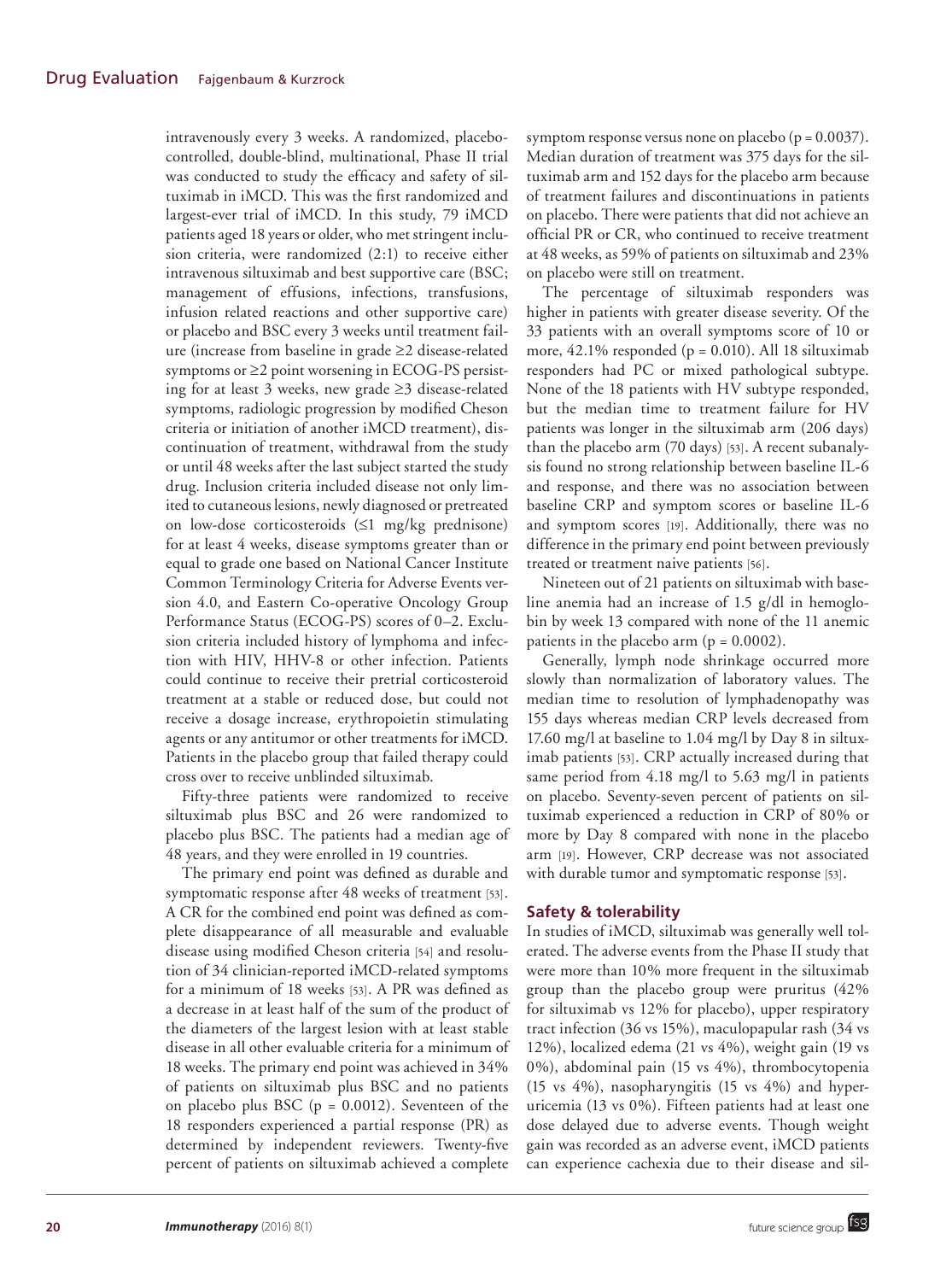intravenously every 3 weeks. A randomized, placebo-controlled, double-blind, multinational, Phase II trial was conducted to study the efficacy and safety of siltuximab in iMCD. This was the first randomized and largest-ever trial of iMCD. In this study, 79 iMCD patients aged 18 years or older, who met stringent inclusion criteria, were randomized (2:1) to receive either intravenous siltuximab and best supportive care (BSC; management of effusions, infections, transfusions, infusion related reactions and other supportive care) or placebo and BSC every 3 weeks until treatment failure (increase from baseline in grade ≥2 disease-related symptoms or ≥2 point worsening in ECOG-PS persisting for at least 3 weeks, new grade ≥3 disease-related symptoms, radiologic progression by modified Cheson criteria or initiation of another iMCD treatment), discontinuation of treatment, withdrawal from the study or until 48 weeks after the last subject started the study drug. Inclusion criteria included disease not only limited to cutaneous lesions, newly diagnosed or pretreated on low-dose corticosteroids (≤1 mg/kg prednisone) for at least 4 weeks, disease symptoms greater than or equal to grade one based on National Cancer Institute Common Terminology Criteria for Adverse Events version 4.0, and Eastern Co-operative Oncology Group Performance Status (ECOG-PS) scores of 0–2. Exclusion criteria included history of lymphoma and infection with HIV, HHV-8 or other infection. Patients could continue to receive their pretrial corticosteroid treatment at a stable or reduced dose, but could not receive a dosage increase, erythropoietin stimulating agents or any antitumor or other treatments for iMCD. Patients in the placebo group that failed therapy could cross over to receive unblinded siltuximab.

Fifty-three patients were randomized to receive siltuximab plus BSC and 26 were randomized to placebo plus BSC. The patients had a median age of 48 years, and they were enrolled in 19 countries.

The primary end point was defined as durable and symptomatic response after 48 weeks of treatment [53]. A CR for the combined end point was defined as complete disappearance of all measurable and evaluable disease using modified Cheson criteria [54] and resolution of 34 clinician-reported iMCD-related symptoms for a minimum of 18 weeks [53]. A PR was defined as a decrease in at least half of the sum of the product of the diameters of the largest lesion with at least stable disease in all other evaluable criteria for a minimum of 18 weeks. The primary end point was achieved in 34% of patients on siltuximab plus BSC and no patients on placebo plus BSC ($p = 0.0012$). Seventeen of the 18 responders experienced a partial response (PR) as determined by independent reviewers. Twenty-five percent of patients on siltuximab achieved a complete symptom response versus none on placebo ($p = 0.0037$). Median duration of treatment was 375 days for the siltuximab arm and 152 days for the placebo arm because of treatment failures and discontinuations in patients on placebo. There were patients that did not achieve an official PR or CR, who continued to receive treatment at 48 weeks, as 59% of patients on siltuximab and 23% on placebo were still on treatment.

The percentage of siltuximab responders was higher in patients with greater disease severity. Of the 33 patients with an overall symptoms score of 10 or more, 42.1% responded ($p = 0.010$). All 18 siltuximab responders had PC or mixed pathological subtype. None of the 18 patients with HV subtype responded, but the median time to treatment failure for HV patients was longer in the siltuximab arm (206 days) than the placebo arm (70 days) [53]. A recent subanalysis found no strong relationship between baseline IL-6 and response, and there was no association between baseline CRP and symptom scores or baseline IL-6 and symptom scores [19]. Additionally, there was no difference in the primary end point between previously treated or treatment naive patients [56].

Nineteen out of 21 patients on siltuximab with baseline anemia had an increase of 1.5 g/dl in hemoglobin by week 13 compared with none of the 11 anemic patients in the placebo arm ($p = 0.0002$).

Generally, lymph node shrinkage occurred more slowly than normalization of laboratory values. The median time to resolution of lymphadenopathy was 155 days whereas median CRP levels decreased from 17.60 mg/l at baseline to 1.04 mg/l by Day 8 in siltuximab patients [53]. CRP actually increased during that same period from 4.18 mg/l to 5.63 mg/l in patients on placebo. Seventy-seven percent of patients on siltuximab experienced a reduction in CRP of 80% or more by Day 8 compared with none in the placebo arm [19]. However, CRP decrease was not associated with durable tumor and symptomatic response [53].

## Safety & tolerability

In studies of iMCD, siltuximab was generally well tolerated. The adverse events from the Phase II study that were more than 10% more frequent in the siltuximab group than the placebo group were pruritus (42% for siltuximab vs 12% for placebo), upper respiratory tract infection (36 vs 15%), maculopapular rash (34 vs 12%), localized edema (21 vs 4%), weight gain (19 vs 0%), abdominal pain (15 vs 4%), thrombocytopenia (15 vs 4%), nasopharyngitis (15 vs 4%) and hyperuricemia (13 vs 0%). Fifteen patients had at least one dose delayed due to adverse events. Though weight gain was recorded as an adverse event, iMCD patients can experience cachexia due to their disease and sil-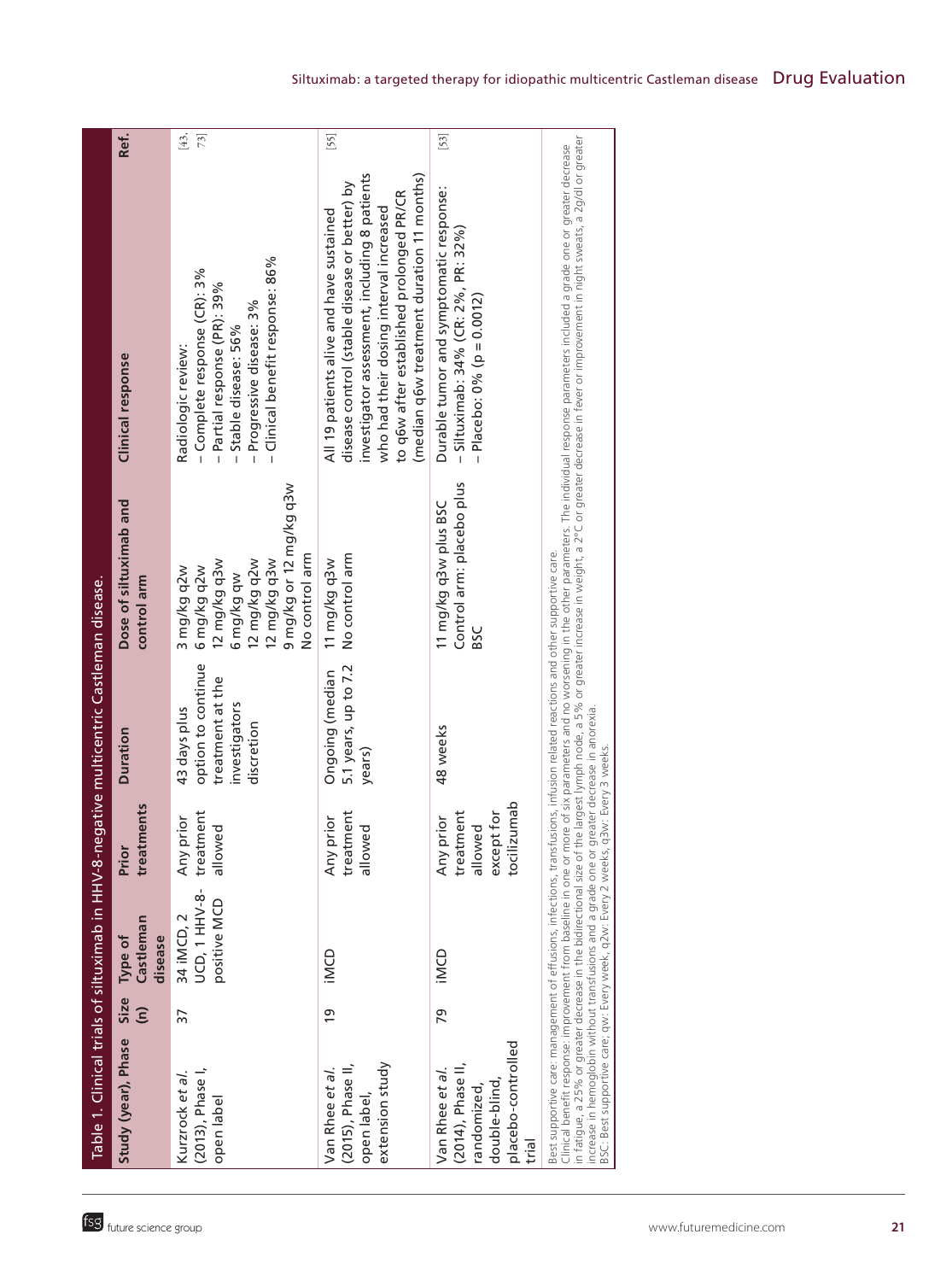**Table 1. Clinical trials of siltuximab in HHV-8-negative multicentric Castleman disease.**

| Study (year), Phase | Size (n) | Type of Castleman disease | Prior treatments | Duration | Dose of siltuximab and control arm | Clinical response | Ref. |
|---|---|---|---|---|---|---|---|
| Kurzrock *et al.* (2013), Phase I, open label | 37 | 34 iMCD, 2 UCD, 1 HHV-8-positive MCD | Any prior treatment allowed | 43 days plus option to continue treatment at the investigators discretion | 3 mg/kg q2w<br>6 mg/kg q2w<br>12 mg/kg q3w<br>6 mg/kg qw<br>12 mg/kg q2w<br>12 mg/kg q3w<br>9 mg/kg or 12 mg/kg q3w<br>No control arm | Radiologic review:<br>– Complete response (CR): 3%<br>– Partial response (PR): 39%<br>– Stable disease: 56%<br>– Progressive disease: 3%<br>– Clinical benefit response: 86% | [43,73] |
| Van Rhee *et al.* (2015), Phase II, open label, extension study | 19 | iMCD | Any prior treatment allowed | Ongoing (median 5.1 years, up to 7.2 years) | 11 mg/kg q3w<br>No control arm | All 19 patients alive and have sustained disease control (stable disease or better) by investigator assessment, including 8 patients who had their dosing interval increased to q6w after established prolonged PR/CR (median q6w treatment duration 11 months) | [55] |
| Van Rhee *et al.* (2014), Phase II, randomized, double-blind, placebo-controlled trial | 79 | iMCD | Any prior treatment allowed except for tocilizumab | 48 weeks | 11 mg/kg q3w plus BSC<br>Control arm: placebo plus BSC | Durable tumor and symptomatic response:<br>– Siltuximab: 34% (CR: 2%, PR: 32%)<br>– Placebo: 0% (p = 0.0012) | [53] |

Best supportive care: management of effusions, infections, transfusions, infusion related reactions and other supportive care.
Clinical benefit response: improvement from baseline in one or more of six parameters and no worsening in the other parameters. The individual response parameters included a grade one or greater decrease in fatigue, a 25% or greater decrease in the bidirectional size of the largest lymph node, a 5% or greater increase in weight, a 2°C or greater decrease in fever or improvement in night sweats, a 2g/dl or greater increase in hemoglobin without transfusions and a grade one or greater decrease in anorexia.
BSC: Best supportive care; qw: Every week, q2w: Every 2 weeks, q3w: Every 3 weeks.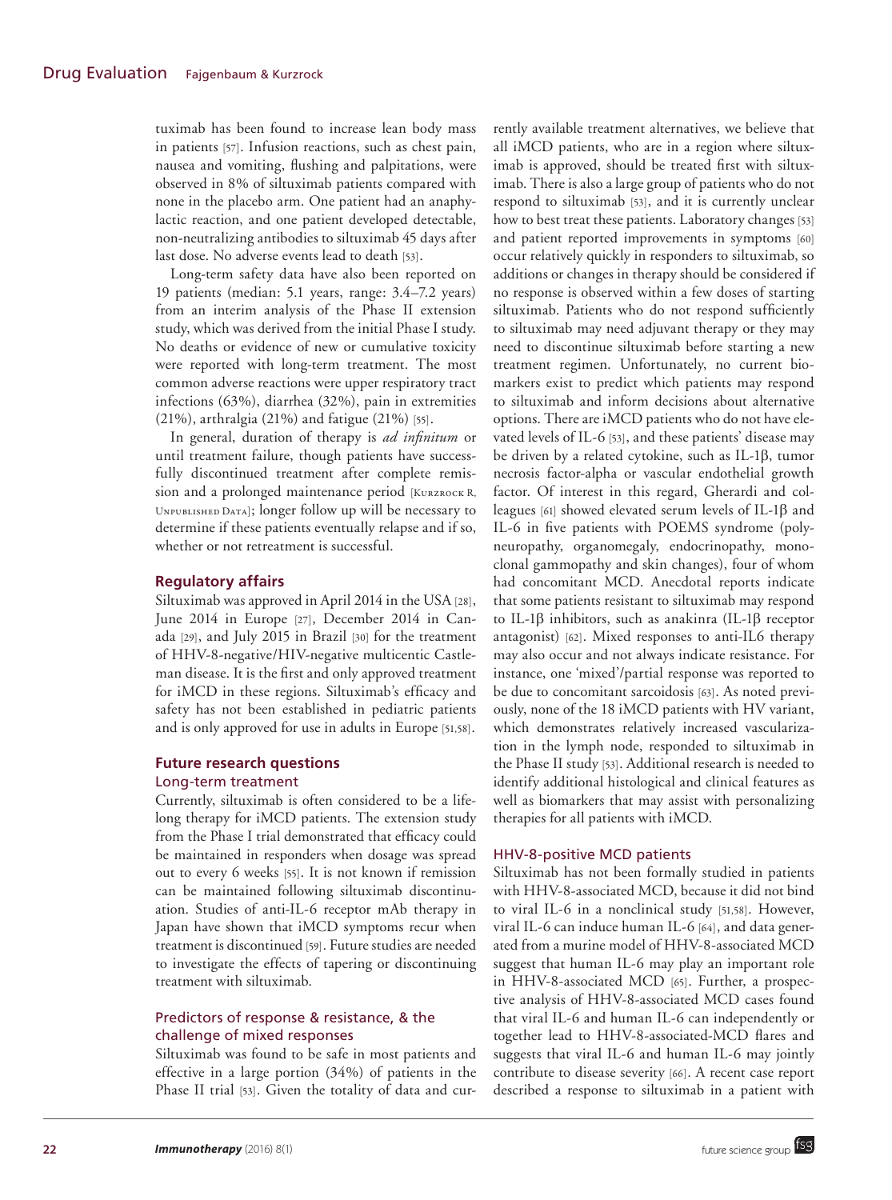tuximab has been found to increase lean body mass in patients [57]. Infusion reactions, such as chest pain, nausea and vomiting, flushing and palpitations, were observed in 8% of siltuximab patients compared with none in the placebo arm. One patient had an anaphylactic reaction, and one patient developed detectable, non-neutralizing antibodies to siltuximab 45 days after last dose. No adverse events lead to death [53].

Long-term safety data have also been reported on 19 patients (median: 5.1 years, range: 3.4–7.2 years) from an interim analysis of the Phase II extension study, which was derived from the initial Phase I study. No deaths or evidence of new or cumulative toxicity were reported with long-term treatment. The most common adverse reactions were upper respiratory tract infections (63%), diarrhea (32%), pain in extremities (21%), arthralgia (21%) and fatigue (21%) [55].

In general, duration of therapy is *ad infinitum* or until treatment failure, though patients have successfully discontinued treatment after complete remission and a prolonged maintenance period [Kurzrock R, Unpublished Data]; longer follow up will be necessary to determine if these patients eventually relapse and if so, whether or not retreatment is successful.

## Regulatory affairs

Siltuximab was approved in April 2014 in the USA [28], June 2014 in Europe [27], December 2014 in Canada [29], and July 2015 in Brazil [30] for the treatment of HHV-8-negative/HIV-negative multicentic Castleman disease. It is the first and only approved treatment for iMCD in these regions. Siltuximab's efficacy and safety has not been established in pediatric patients and is only approved for use in adults in Europe [51,58].

## Future research questions

### Long-term treatment

Currently, siltuximab is often considered to be a lifelong therapy for iMCD patients. The extension study from the Phase I trial demonstrated that efficacy could be maintained in responders when dosage was spread out to every 6 weeks [55]. It is not known if remission can be maintained following siltuximab discontinuation. Studies of anti-IL-6 receptor mAb therapy in Japan have shown that iMCD symptoms recur when treatment is discontinued [59]. Future studies are needed to investigate the effects of tapering or discontinuing treatment with siltuximab.

### Predictors of response & resistance, & the challenge of mixed responses

Siltuximab was found to be safe in most patients and effective in a large portion (34%) of patients in the Phase II trial [53]. Given the totality of data and currently available treatment alternatives, we believe that all iMCD patients, who are in a region where siltuximab is approved, should be treated first with siltuximab. There is also a large group of patients who do not respond to siltuximab [53], and it is currently unclear how to best treat these patients. Laboratory changes [53] and patient reported improvements in symptoms [60] occur relatively quickly in responders to siltuximab, so additions or changes in therapy should be considered if no response is observed within a few doses of starting siltuximab. Patients who do not respond sufficiently to siltuximab may need adjuvant therapy or they may need to discontinue siltuximab before starting a new treatment regimen. Unfortunately, no current biomarkers exist to predict which patients may respond to siltuximab and inform decisions about alternative options. There are iMCD patients who do not have elevated levels of IL-6 [53], and these patients' disease may be driven by a related cytokine, such as IL-1β, tumor necrosis factor-alpha or vascular endothelial growth factor. Of interest in this regard, Gherardi and colleagues [61] showed elevated serum levels of IL-1β and IL-6 in five patients with POEMS syndrome (polyneuropathy, organomegaly, endocrinopathy, monoclonal gammopathy and skin changes), four of whom had concomitant MCD. Anecdotal reports indicate that some patients resistant to siltuximab may respond to IL-1β inhibitors, such as anakinra (IL-1β receptor antagonist) [62]. Mixed responses to anti-IL6 therapy may also occur and not always indicate resistance. For instance, one 'mixed'/partial response was reported to be due to concomitant sarcoidosis [63]. As noted previously, none of the 18 iMCD patients with HV variant, which demonstrates relatively increased vascularization in the lymph node, responded to siltuximab in the Phase II study [53]. Additional research is needed to identify additional histological and clinical features as well as biomarkers that may assist with personalizing therapies for all patients with iMCD.

### HHV-8-positive MCD patients

Siltuximab has not been formally studied in patients with HHV-8-associated MCD, because it did not bind to viral IL-6 in a nonclinical study [51,58]. However, viral IL-6 can induce human IL-6 [64], and data generated from a murine model of HHV-8-associated MCD suggest that human IL-6 may play an important role in HHV-8-associated MCD [65]. Further, a prospective analysis of HHV-8-associated MCD cases found that viral IL-6 and human IL-6 can independently or together lead to HHV-8-associated-MCD flares and suggests that viral IL-6 and human IL-6 may jointly contribute to disease severity [66]. A recent case report described a response to siltuximab in a patient with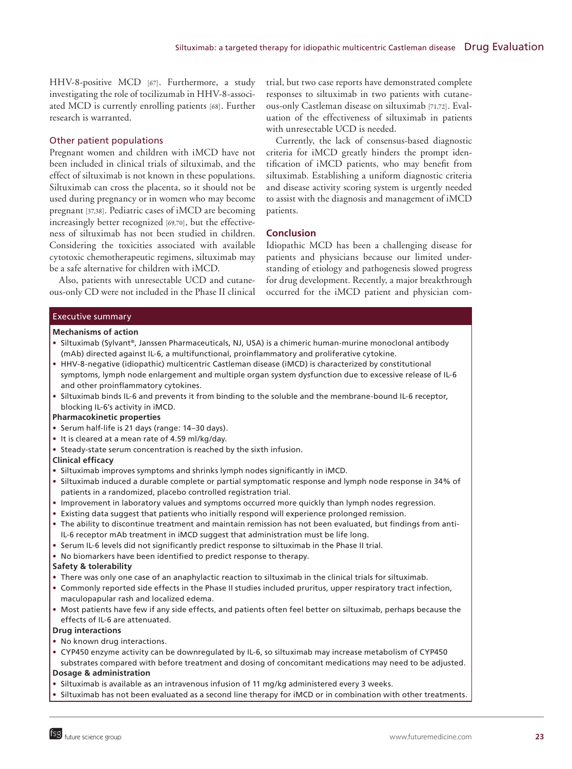HHV-8-positive MCD [67]. Furthermore, a study investigating the role of tocilizumab in HHV-8-associated MCD is currently enrolling patients [68]. Further research is warranted.

### Other patient populations

Pregnant women and children with iMCD have not been included in clinical trials of siltuximab, and the effect of siltuximab is not known in these populations. Siltuximab can cross the placenta, so it should not be used during pregnancy or in women who may become pregnant [37,38]. Pediatric cases of iMCD are becoming increasingly better recognized [69,70], but the effectiveness of siltuximab has not been studied in children. Considering the toxicities associated with available cytotoxic chemotherapeutic regimens, siltuximab may be a safe alternative for children with iMCD.

Also, patients with unresectable UCD and cutaneous-only CD were not included in the Phase II clinical trial, but two case reports have demonstrated complete responses to siltuximab in two patients with cutaneous-only Castleman disease on siltuximab [71,72]. Evaluation of the effectiveness of siltuximab in patients with unresectable UCD is needed.

Currently, the lack of consensus-based diagnostic criteria for iMCD greatly hinders the prompt identification of iMCD patients, who may benefit from siltuximab. Establishing a uniform diagnostic criteria and disease activity scoring system is urgently needed to assist with the diagnosis and management of iMCD patients.

## Conclusion

Idiopathic MCD has been a challenging disease for patients and physicians because our limited understanding of etiology and pathogenesis slowed progress for drug development. Recently, a major breakthrough occurred for the iMCD patient and physician com-

## Executive summary

**Mechanisms of action**

- Siltuximab (Sylvant®, Janssen Pharmaceuticals, NJ, USA) is a chimeric human-murine monoclonal antibody (mAb) directed against IL-6, a multifunctional, proinflammatory and proliferative cytokine.
- HHV-8-negative (idiopathic) multicentric Castleman disease (iMCD) is characterized by constitutional symptoms, lymph node enlargement and multiple organ system dysfunction due to excessive release of IL-6 and other proinflammatory cytokines.
- Siltuximab binds IL-6 and prevents it from binding to the soluble and the membrane-bound IL-6 receptor, blocking IL-6's activity in iMCD.

**Pharmacokinetic properties**

- Serum half-life is 21 days (range: 14–30 days).
- It is cleared at a mean rate of 4.59 ml/kg/day.
- Steady-state serum concentration is reached by the sixth infusion.

**Clinical efficacy**

- Siltuximab improves symptoms and shrinks lymph nodes significantly in iMCD.
- Siltuximab induced a durable complete or partial symptomatic response and lymph node response in 34% of patients in a randomized, placebo controlled registration trial.
- Improvement in laboratory values and symptoms occurred more quickly than lymph nodes regression.
- Existing data suggest that patients who initially respond will experience prolonged remission.
- The ability to discontinue treatment and maintain remission has not been evaluated, but findings from anti-IL-6 receptor mAb treatment in iMCD suggest that administration must be life long.
- Serum IL-6 levels did not significantly predict response to siltuximab in the Phase II trial.
- No biomarkers have been identified to predict response to therapy.

**Safety & tolerability**

- There was only one case of an anaphylactic reaction to siltuximab in the clinical trials for siltuximab.
- Commonly reported side effects in the Phase II studies included pruritus, upper respiratory tract infection, maculopapular rash and localized edema.
- Most patients have few if any side effects, and patients often feel better on siltuximab, perhaps because the effects of IL-6 are attenuated.

**Drug interactions**

- No known drug interactions.
- CYP450 enzyme activity can be downregulated by IL-6, so siltuximab may increase metabolism of CYP450 substrates compared with before treatment and dosing of concomitant medications may need to be adjusted.

**Dosage & administration**

- Siltuximab is available as an intravenous infusion of 11 mg/kg administered every 3 weeks.
- Siltuximab has not been evaluated as a second line therapy for iMCD or in combination with other treatments.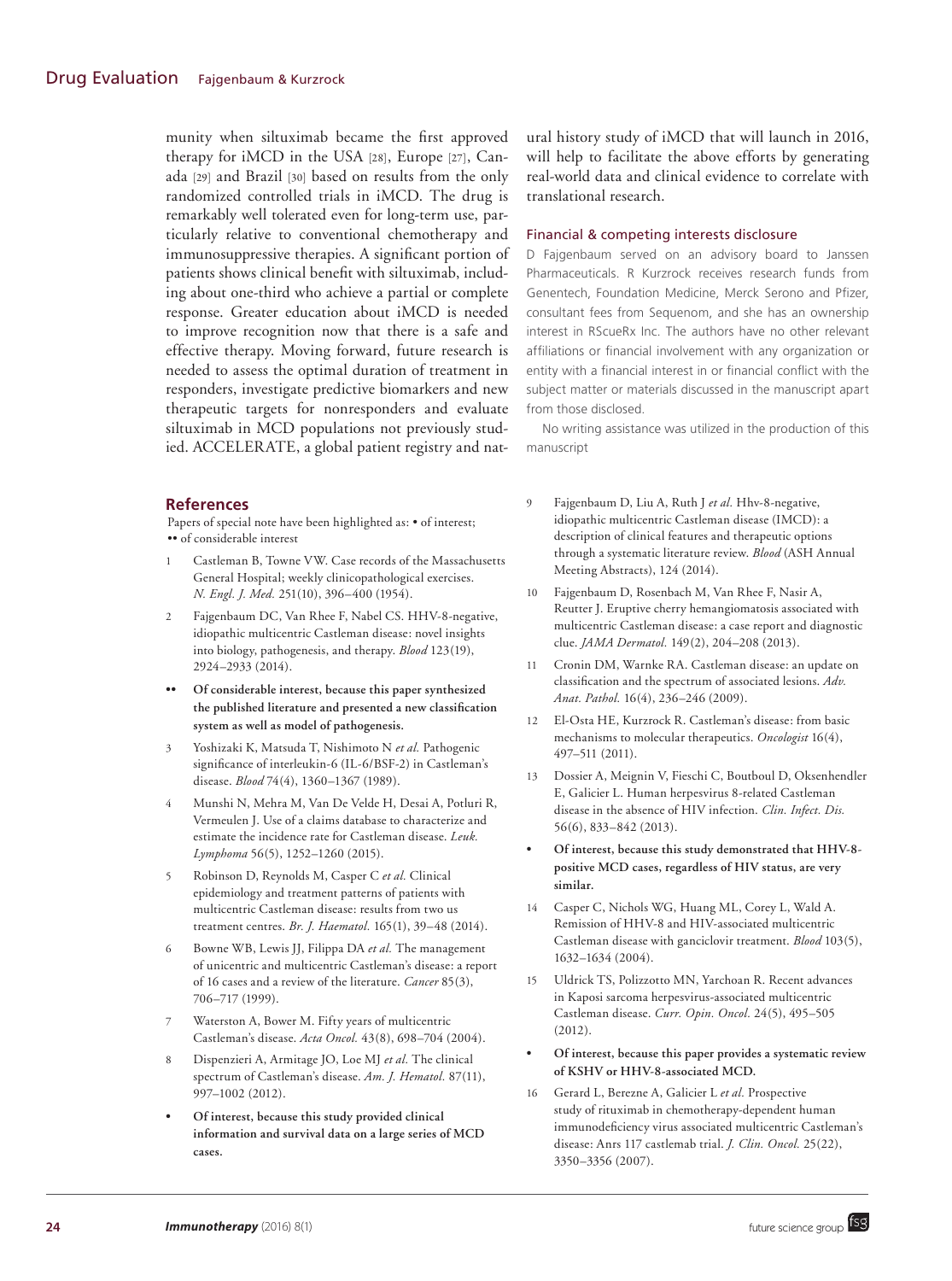munity when siltuximab became the first approved therapy for iMCD in the USA [28], Europe [27], Canada [29] and Brazil [30] based on results from the only randomized controlled trials in iMCD. The drug is remarkably well tolerated even for long-term use, particularly relative to conventional chemotherapy and immunosuppressive therapies. A significant portion of patients shows clinical benefit with siltuximab, including about one-third who achieve a partial or complete response. Greater education about iMCD is needed to improve recognition now that there is a safe and effective therapy. Moving forward, future research is needed to assess the optimal duration of treatment in responders, investigate predictive biomarkers and new therapeutic targets for nonresponders and evaluate siltuximab in MCD populations not previously studied. ACCELERATE, a global patient registry and natural history study of iMCD that will launch in 2016, will help to facilitate the above efforts by generating real-world data and clinical evidence to correlate with translational research.

### Financial & competing interests disclosure

D Fajgenbaum served on an advisory board to Janssen Pharmaceuticals. R Kurzrock receives research funds from Genentech, Foundation Medicine, Merck Serono and Pfizer, consultant fees from Sequenom, and she has an ownership interest in RScueRx Inc. The authors have no other relevant affiliations or financial involvement with any organization or entity with a financial interest in or financial conflict with the subject matter or materials discussed in the manuscript apart from those disclosed.

No writing assistance was utilized in the production of this manuscript

## References

Papers of special note have been highlighted as: • of interest; •• of considerable interest

1. Castleman B, Towne VW. Case records of the Massachusetts General Hospital; weekly clinicopathological exercises. *N. Engl. J. Med.* 251(10), 396–400 (1954).
2. Fajgenbaum DC, Van Rhee F, Nabel CS. HHV-8-negative, idiopathic multicentric Castleman disease: novel insights into biology, pathogenesis, and therapy. *Blood* 123(19), 2924–2933 (2014).
   - •• **Of considerable interest, because this paper synthesized the published literature and presented a new classification system as well as model of pathogenesis.**
3. Yoshizaki K, Matsuda T, Nishimoto N *et al.* Pathogenic significance of interleukin-6 (IL-6/BSF-2) in Castleman's disease. *Blood* 74(4), 1360–1367 (1989).
4. Munshi N, Mehra M, Van De Velde H, Desai A, Potluri R, Vermeulen J. Use of a claims database to characterize and estimate the incidence rate for Castleman disease. *Leuk. Lymphoma* 56(5), 1252–1260 (2015).
5. Robinson D, Reynolds M, Casper C *et al.* Clinical epidemiology and treatment patterns of patients with multicentric Castleman disease: results from two us treatment centres. *Br. J. Haematol.* 165(1), 39–48 (2014).
6. Bowne WB, Lewis JJ, Filippa DA *et al.* The management of unicentric and multicentric Castleman's disease: a report of 16 cases and a review of the literature. *Cancer* 85(3), 706–717 (1999).
7. Waterston A, Bower M. Fifty years of multicentric Castleman's disease. *Acta Oncol.* 43(8), 698–704 (2004).
8. Dispenzieri A, Armitage JO, Loe MJ *et al.* The clinical spectrum of Castleman's disease. *Am. J. Hematol.* 87(11), 997–1002 (2012).
   - • **Of interest, because this study provided clinical information and survival data on a large series of MCD cases.**
9. Fajgenbaum D, Liu A, Ruth J *et al.* Hhv-8-negative, idiopathic multicentric Castleman disease (IMCD): a description of clinical features and therapeutic options through a systematic literature review. *Blood* (ASH Annual Meeting Abstracts), 124 (2014).
10. Fajgenbaum D, Rosenbach M, Van Rhee F, Nasir A, Reutter J. Eruptive cherry hemangiomatosis associated with multicentric Castleman disease: a case report and diagnostic clue. *JAMA Dermatol.* 149(2), 204–208 (2013).
11. Cronin DM, Warnke RA. Castleman disease: an update on classification and the spectrum of associated lesions. *Adv. Anat. Pathol.* 16(4), 236–246 (2009).
12. El-Osta HE, Kurzrock R. Castleman's disease: from basic mechanisms to molecular therapeutics. *Oncologist* 16(4), 497–511 (2011).
13. Dossier A, Meignin V, Fieschi C, Boutboul D, Oksenhendler E, Galicier L. Human herpesvirus 8-related Castleman disease in the absence of HIV infection. *Clin. Infect. Dis.* 56(6), 833–842 (2013).
   - • **Of interest, because this study demonstrated that HHV-8-positive MCD cases, regardless of HIV status, are very similar.**
14. Casper C, Nichols WG, Huang ML, Corey L, Wald A. Remission of HHV-8 and HIV-associated multicentric Castleman disease with ganciclovir treatment. *Blood* 103(5), 1632–1634 (2004).
15. Uldrick TS, Polizzotto MN, Yarchoan R. Recent advances in Kaposi sarcoma herpesvirus-associated multicentric Castleman disease. *Curr. Opin. Oncol.* 24(5), 495–505 (2012).
   - • **Of interest, because this paper provides a systematic review of KSHV or HHV-8-associated MCD.**
16. Gerard L, Berezne A, Galicier L *et al.* Prospective study of rituximab in chemotherapy-dependent human immunodeficiency virus associated multicentric Castleman's disease: Anrs 117 castlemab trial. *J. Clin. Oncol.* 25(22), 3350–3356 (2007).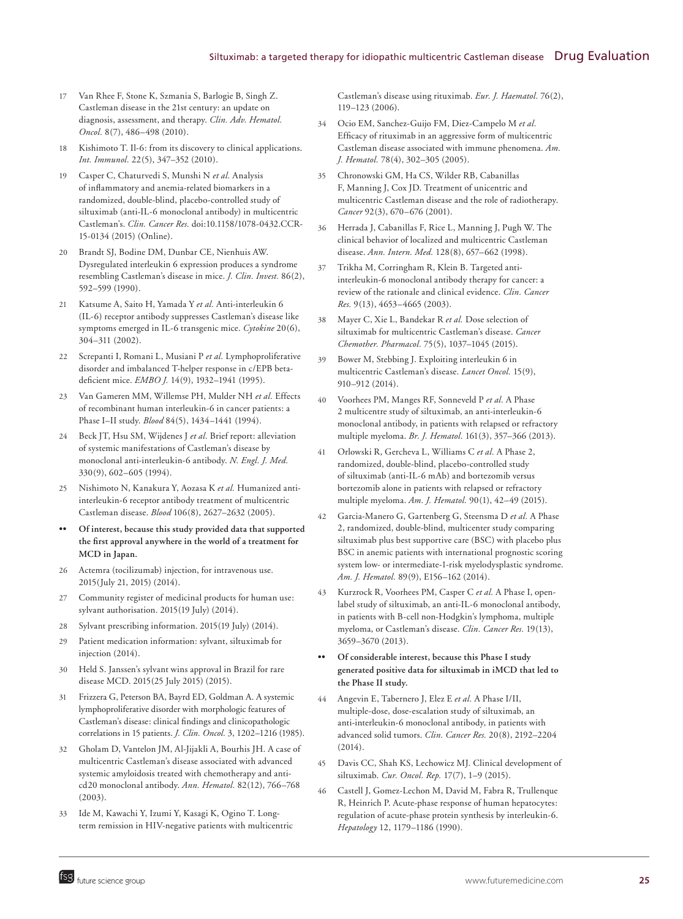17 Van Rhee F, Stone K, Szmania S, Barlogie B, Singh Z. Castleman disease in the 21st century: an update on diagnosis, assessment, and therapy. *Clin. Adv. Hematol. Oncol.* 8(7), 486–498 (2010).

18 Kishimoto T. Il-6: from its discovery to clinical applications. *Int. Immunol.* 22(5), 347–352 (2010).

19 Casper C, Chaturvedi S, Munshi N *et al.* Analysis of inflammatory and anemia-related biomarkers in a randomized, double-blind, placebo-controlled study of siltuximab (anti-IL-6 monoclonal antibody) in multicentric Castleman's. *Clin. Cancer Res.* doi:10.1158/1078-0432.CCR-15-0134 (2015) (Online).

20 Brandt SJ, Bodine DM, Dunbar CE, Nienhuis AW. Dysregulated interleukin 6 expression produces a syndrome resembling Castleman's disease in mice. *J. Clin. Invest.* 86(2), 592–599 (1990).

21 Katsume A, Saito H, Yamada Y *et al.* Anti-interleukin 6 (IL-6) receptor antibody suppresses Castleman's disease like symptoms emerged in IL-6 transgenic mice. *Cytokine* 20(6), 304–311 (2002).

22 Screpanti I, Romani L, Musiani P *et al.* Lymphoproliferative disorder and imbalanced T-helper response in c/EPB beta-deficient mice. *EMBO J.* 14(9), 1932–1941 (1995).

23 Van Gameren MM, Willemse PH, Mulder NH *et al.* Effects of recombinant human interleukin-6 in cancer patients: a Phase I–II study. *Blood* 84(5), 1434–1441 (1994).

24 Beck JT, Hsu SM, Wijdenes J *et al.* Brief report: alleviation of systemic manifestations of Castleman's disease by monoclonal anti-interleukin-6 antibody. *N. Engl. J. Med.* 330(9), 602–605 (1994).

25 Nishimoto N, Kanakura Y, Aozasa K *et al.* Humanized anti-interleukin-6 receptor antibody treatment of multicentric Castleman disease. *Blood* 106(8), 2627–2632 (2005).

•• **Of interest, because this study provided data that supported the first approval anywhere in the world of a treatment for MCD in Japan.**

26 Actemra (tocilizumab) injection, for intravenous use. 2015(July 21, 2015) (2014).

27 Community register of medicinal products for human use: sylvant authorisation. 2015(19 July) (2014).

28 Sylvant prescribing information. 2015(19 July) (2014).

29 Patient medication information: sylvant, siltuximab for injection (2014).

30 Held S. Janssen's sylvant wins approval in Brazil for rare disease MCD. 2015(25 July 2015) (2015).

31 Frizzera G, Peterson BA, Bayrd ED, Goldman A. A systemic lymphoproliferative disorder with morphologic features of Castleman's disease: clinical findings and clinicopathologic correlations in 15 patients. *J. Clin. Oncol.* 3, 1202–1216 (1985).

32 Gholam D, Vantelon JM, Al-Jijakli A, Bourhis JH. A case of multicentric Castleman's disease associated with advanced systemic amyloidosis treated with chemotherapy and anti-cd20 monoclonal antibody. *Ann. Hematol.* 82(12), 766–768 (2003).

33 Ide M, Kawachi Y, Izumi Y, Kasagi K, Ogino T. Long-term remission in HIV-negative patients with multicentric Castleman's disease using rituximab. *Eur. J. Haematol.* 76(2), 119–123 (2006).

34 Ocio EM, Sanchez-Guijo FM, Diez-Campelo M *et al.* Efficacy of rituximab in an aggressive form of multicentric Castleman disease associated with immune phenomena. *Am. J. Hematol.* 78(4), 302–305 (2005).

35 Chronowski GM, Ha CS, Wilder RB, Cabanillas F, Manning J, Cox JD. Treatment of unicentric and multicentric Castleman disease and the role of radiotherapy. *Cancer* 92(3), 670–676 (2001).

36 Herrada J, Cabanillas F, Rice L, Manning J, Pugh W. The clinical behavior of localized and multicentric Castleman disease. *Ann. Intern. Med.* 128(8), 657–662 (1998).

37 Trikha M, Corringham R, Klein B. Targeted anti-interleukin-6 monoclonal antibody therapy for cancer: a review of the rationale and clinical evidence. *Clin. Cancer Res.* 9(13), 4653–4665 (2003).

38 Mayer C, Xie L, Bandekar R *et al.* Dose selection of siltuximab for multicentric Castleman's disease. *Cancer Chemother. Pharmacol.* 75(5), 1037–1045 (2015).

39 Bower M, Stebbing J. Exploiting interleukin 6 in multicentric Castleman's disease. *Lancet Oncol.* 15(9), 910–912 (2014).

40 Voorhees PM, Manges RF, Sonneveld P *et al.* A Phase 2 multicentre study of siltuximab, an anti-interleukin-6 monoclonal antibody, in patients with relapsed or refractory multiple myeloma. *Br. J. Hematol.* 161(3), 357–366 (2013).

41 Orlowski R, Gercheva L, Williams C *et al.* A Phase 2, randomized, double-blind, placebo-controlled study of siltuximab (anti-IL-6 mAb) and bortezomib versus bortezomib alone in patients with relapsed or refractory multiple myeloma. *Am. J. Hematol.* 90(1), 42–49 (2015).

42 Garcia-Manero G, Gartenberg G, Steensma D *et al.* A Phase 2, randomized, double-blind, multicenter study comparing siltuximab plus best supportive care (BSC) with placebo plus BSC in anemic patients with international prognostic scoring system low- or intermediate-1-risk myelodysplastic syndrome. *Am. J. Hematol.* 89(9), E156–162 (2014).

43 Kurzrock R, Voorhees PM, Casper C *et al.* A Phase I, open-label study of siltuximab, an anti-IL-6 monoclonal antibody, in patients with B-cell non-Hodgkin's lymphoma, multiple myeloma, or Castleman's disease. *Clin. Cancer Res.* 19(13), 3659–3670 (2013).

•• **Of considerable interest, because this Phase I study generated positive data for siltuximab in iMCD that led to the Phase II study.**

44 Angevin E, Tabernero J, Elez E *et al.* A Phase I/II, multiple-dose, dose-escalation study of siltuximab, an anti-interleukin-6 monoclonal antibody, in patients with advanced solid tumors. *Clin. Cancer Res.* 20(8), 2192–2204 (2014).

45 Davis CC, Shah KS, Lechowicz MJ. Clinical development of siltuximab. *Cur. Oncol. Rep.* 17(7), 1–9 (2015).

46 Castell J, Gomez-Lechon M, David M, Fabra R, Trullenque R, Heinrich P. Acute-phase response of human hepatocytes: regulation of acute-phase protein synthesis by interleukin-6. *Hepatology* 12, 1179–1186 (1990).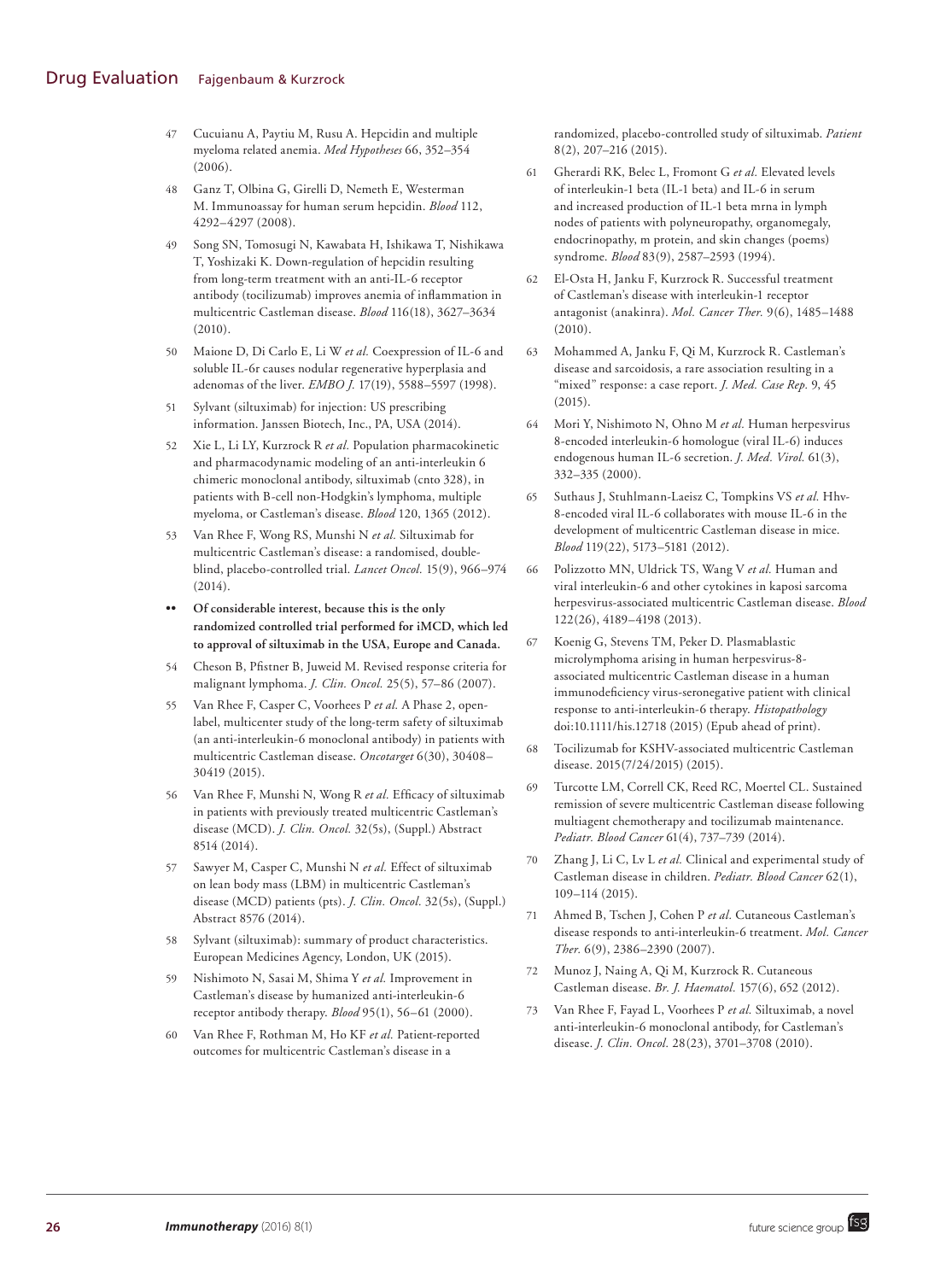47. Cucuianu A, Paytiu M, Rusu A. Hepcidin and multiple myeloma related anemia. *Med Hypotheses* 66, 352–354 (2006).
48. Ganz T, Olbina G, Girelli D, Nemeth E, Westerman M. Immunoassay for human serum hepcidin. *Blood* 112, 4292–4297 (2008).
49. Song SN, Tomosugi N, Kawabata H, Ishikawa T, Nishikawa T, Yoshizaki K. Down-regulation of hepcidin resulting from long-term treatment with an anti-IL-6 receptor antibody (tocilizumab) improves anemia of inflammation in multicentric Castleman disease. *Blood* 116(18), 3627–3634 (2010).
50. Maione D, Di Carlo E, Li W *et al.* Coexpression of IL-6 and soluble IL-6r causes nodular regenerative hyperplasia and adenomas of the liver. *EMBO J.* 17(19), 5588–5597 (1998).
51. Sylvant (siltuximab) for injection: US prescribing information. Janssen Biotech, Inc., PA, USA (2014).
52. Xie L, Li LY, Kurzrock R *et al.* Population pharmacokinetic and pharmacodynamic modeling of an anti-interleukin 6 chimeric monoclonal antibody, siltuximab (cnto 328), in patients with B-cell non-Hodgkin's lymphoma, multiple myeloma, or Castleman's disease. *Blood* 120, 1365 (2012).
53. Van Rhee F, Wong RS, Munshi N *et al.* Siltuximab for multicentric Castleman's disease: a randomised, double-blind, placebo-controlled trial. *Lancet Oncol.* 15(9), 966–974 (2014).

- •• **Of considerable interest, because this is the only randomized controlled trial performed for iMCD, which led to approval of siltuximab in the USA, Europe and Canada.**

54. Cheson B, Pfistner B, Juweid M. Revised response criteria for malignant lymphoma. *J. Clin. Oncol.* 25(5), 57–86 (2007).
55. Van Rhee F, Casper C, Voorhees P *et al.* A Phase 2, open-label, multicenter study of the long-term safety of siltuximab (an anti-interleukin-6 monoclonal antibody) in patients with multicentric Castleman disease. *Oncotarget* 6(30), 30408–30419 (2015).
56. Van Rhee F, Munshi N, Wong R *et al.* Efficacy of siltuximab in patients with previously treated multicentric Castleman's disease (MCD). *J. Clin. Oncol.* 32(5s), (Suppl.) Abstract 8514 (2014).
57. Sawyer M, Casper C, Munshi N *et al.* Effect of siltuximab on lean body mass (LBM) in multicentric Castleman's disease (MCD) patients (pts). *J. Clin. Oncol.* 32(5s), (Suppl.) Abstract 8576 (2014).
58. Sylvant (siltuximab): summary of product characteristics. European Medicines Agency, London, UK (2015).
59. Nishimoto N, Sasai M, Shima Y *et al.* Improvement in Castleman's disease by humanized anti-interleukin-6 receptor antibody therapy. *Blood* 95(1), 56–61 (2000).
60. Van Rhee F, Rothman M, Ho KF *et al.* Patient-reported outcomes for multicentric Castleman's disease in a randomized, placebo-controlled study of siltuximab. *Patient* 8(2), 207–216 (2015).
61. Gherardi RK, Belec L, Fromont G *et al.* Elevated levels of interleukin-1 beta (IL-1 beta) and IL-6 in serum and increased production of IL-1 beta mrna in lymph nodes of patients with polyneuropathy, organomegaly, endocrinopathy, m protein, and skin changes (poems) syndrome. *Blood* 83(9), 2587–2593 (1994).
62. El-Osta H, Janku F, Kurzrock R. Successful treatment of Castleman's disease with interleukin-1 receptor antagonist (anakinra). *Mol. Cancer Ther.* 9(6), 1485–1488 (2010).
63. Mohammed A, Janku F, Qi M, Kurzrock R. Castleman's disease and sarcoidosis, a rare association resulting in a "mixed" response: a case report. *J. Med. Case Rep.* 9, 45 (2015).
64. Mori Y, Nishimoto N, Ohno M *et al.* Human herpesvirus 8-encoded interleukin-6 homologue (viral IL-6) induces endogenous human IL-6 secretion. *J. Med. Virol.* 61(3), 332–335 (2000).
65. Suthaus J, Stuhlmann-Laeisz C, Tompkins VS *et al.* Hhv-8-encoded viral IL-6 collaborates with mouse IL-6 in the development of multicentric Castleman disease in mice. *Blood* 119(22), 5173–5181 (2012).
66. Polizzotto MN, Uldrick TS, Wang V *et al.* Human and viral interleukin-6 and other cytokines in kaposi sarcoma herpesvirus-associated multicentric Castleman disease. *Blood* 122(26), 4189–4198 (2013).
67. Koenig G, Stevens TM, Peker D. Plasmablastic microlymphoma arising in human herpesvirus-8-associated multicentric Castleman disease in a human immunodeficiency virus-seronegative patient with clinical response to anti-interleukin-6 therapy. *Histopathology* doi:10.1111/his.12718 (2015) (Epub ahead of print).
68. Tocilizumab for KSHV-associated multicentric Castleman disease. 2015(7/24/2015) (2015).
69. Turcotte LM, Correll CK, Reed RC, Moertel CL. Sustained remission of severe multicentric Castleman disease following multiagent chemotherapy and tocilizumab maintenance. *Pediatr. Blood Cancer* 61(4), 737–739 (2014).
70. Zhang J, Li C, Lv L *et al.* Clinical and experimental study of Castleman disease in children. *Pediatr. Blood Cancer* 62(1), 109–114 (2015).
71. Ahmed B, Tschen J, Cohen P *et al.* Cutaneous Castleman's disease responds to anti-interleukin-6 treatment. *Mol. Cancer Ther.* 6(9), 2386–2390 (2007).
72. Munoz J, Naing A, Qi M, Kurzrock R. Cutaneous Castleman disease. *Br. J. Haematol.* 157(6), 652 (2012).
73. Van Rhee F, Fayad L, Voorhees P *et al.* Siltuximab, a novel anti-interleukin-6 monoclonal antibody, for Castleman's disease. *J. Clin. Oncol.* 28(23), 3701–3708 (2010).